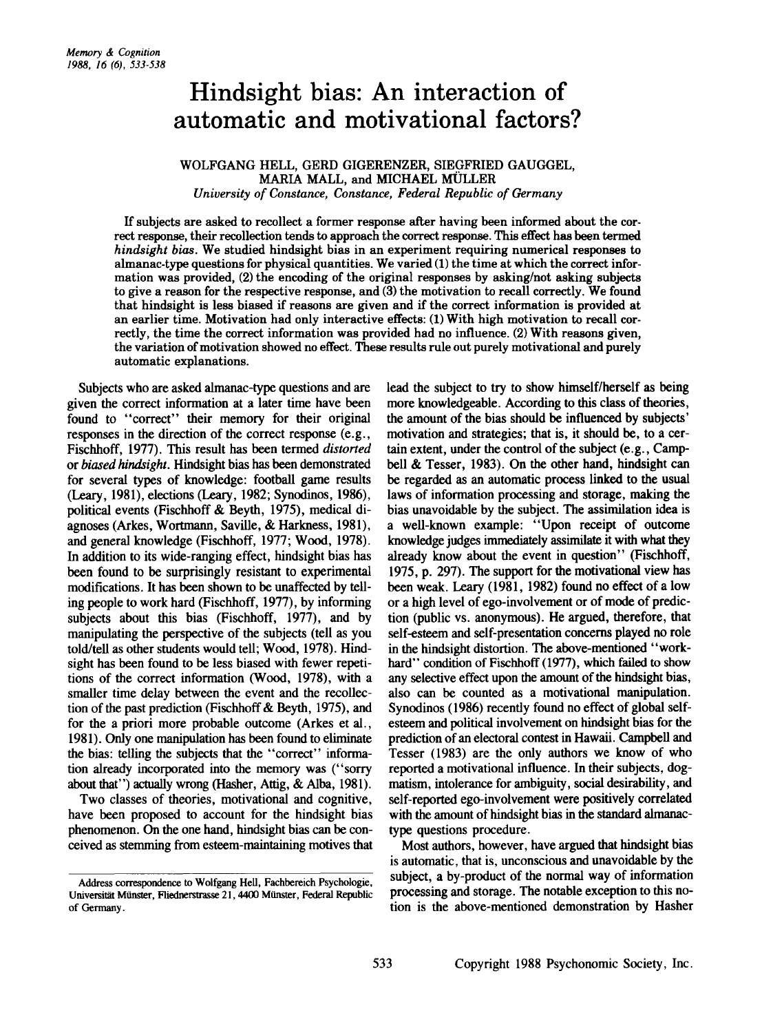# Hindsight bias: An interaction of automatic and motivational factors?

WOLFGANG HELL, GERD GIGERENZER, SIEGFRIED GAUGGEL, MARIA MALL, and MICHAEL MÜLLER
*University of Constance, Constance, Federal Republic of Germany*

If subjects are asked to recollect a former response after having been informed about the correct response, their recollection tends to approach the correct response. This effect has been termed *hindsight bias*. We studied hindsight bias in an experiment requiring numerical responses to almanac-type questions for physical quantities. We varied (1) the time at which the correct information was provided, (2) the encoding of the original responses by asking/not asking subjects to give a reason for the respective response, and (3) the motivation to recall correctly. We found that hindsight is less biased if reasons are given and if the correct information is provided at an earlier time. Motivation had only interactive effects: (1) With high motivation to recall correctly, the time the correct information was provided had no influence. (2) With reasons given, the variation of motivation showed no effect. These results rule out purely motivational and purely automatic explanations.

Subjects who are asked almanac-type questions and are given the correct information at a later time have been found to "correct" their memory for their original responses in the direction of the correct response (e.g., Fischhoff, 1977). This result has been termed *distorted* or *biased hindsight*. Hindsight bias has been demonstrated for several types of knowledge: football game results (Leary, 1981), elections (Leary, 1982; Synodinos, 1986), political events (Fischhoff & Beyth, 1975), medical diagnoses (Arkes, Wortmann, Saville, & Harkness, 1981), and general knowledge (Fischhoff, 1977; Wood, 1978). In addition to its wide-ranging effect, hindsight bias has been found to be surprisingly resistant to experimental modifications. It has been shown to be unaffected by telling people to work hard (Fischhoff, 1977), by informing subjects about this bias (Fischhoff, 1977), and by manipulating the perspective of the subjects (tell as you told/tell as other students would tell; Wood, 1978). Hindsight has been found to be less biased with fewer repetitions of the correct information (Wood, 1978), with a smaller time delay between the event and the recollection of the past prediction (Fischhoff & Beyth, 1975), and for the a priori more probable outcome (Arkes et al., 1981). Only one manipulation has been found to eliminate the bias: telling the subjects that the "correct" information already incorporated into the memory was ("sorry about that") actually wrong (Hasher, Attig, & Alba, 1981).

Two classes of theories, motivational and cognitive, have been proposed to account for the hindsight bias phenomenon. On the one hand, hindsight bias can be conceived as stemming from esteem-maintaining motives that lead the subject to try to show himself/herself as being more knowledgeable. According to this class of theories, the amount of the bias should be influenced by subjects' motivation and strategies; that is, it should be, to a certain extent, under the control of the subject (e.g., Campbell & Tesser, 1983). On the other hand, hindsight can be regarded as an automatic process linked to the usual laws of information processing and storage, making the bias unavoidable by the subject. The assimilation idea is a well-known example: "Upon receipt of outcome knowledge judges immediately assimilate it with what they already know about the event in question" (Fischhoff, 1975, p. 297). The support for the motivational view has been weak. Leary (1981, 1982) found no effect of a low or a high level of ego-involvement or of mode of prediction (public vs. anonymous). He argued, therefore, that self-esteem and self-presentation concerns played no role in the hindsight distortion. The above-mentioned "work-hard" condition of Fischhoff (1977), which failed to show any selective effect upon the amount of the hindsight bias, also can be counted as a motivational manipulation. Synodinos (1986) recently found no effect of global self-esteem and political involvement on hindsight bias for the prediction of an electoral contest in Hawaii. Campbell and Tesser (1983) are the only authors we know of who reported a motivational influence. In their subjects, dogmatism, intolerance for ambiguity, social desirability, and self-reported ego-involvement were positively correlated with the amount of hindsight bias in the standard almanac-type questions procedure.

Most authors, however, have argued that hindsight bias is automatic, that is, unconscious and unavoidable by the subject, a by-product of the normal way of information processing and storage. The notable exception to this notion is the above-mentioned demonstration by Hasher

Address correspondence to Wolfgang Hell, Fachbereich Psychologie, Universität Münster, Fliednerstrasse 21, 4400 Münster, Federal Republic of Germany.

Copyright 1988 Psychonomic Society, Inc.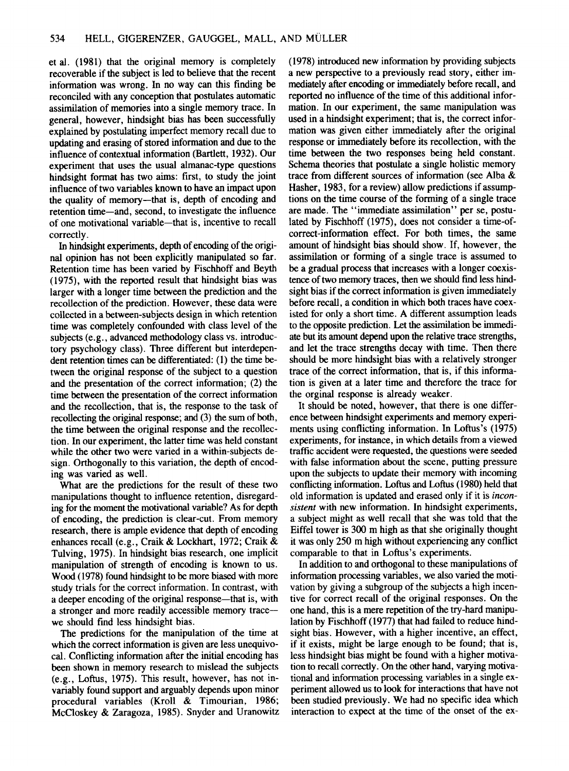et al. (1981) that the original memory is completely recoverable if the subject is led to believe that the recent information was wrong. In no way can this finding be reconciled with any conception that postulates automatic assimilation of memories into a single memory trace. In general, however, hindsight bias has been successfully explained by postulating imperfect memory recall due to updating and erasing of stored information and due to the influence of contextual information (Bartlett, 1932). Our experiment that uses the usual almanac-type questions hindsight format has two aims: first, to study the joint influence of two variables known to have an impact upon the quality of memory—that is, depth of encoding and retention time—and, second, to investigate the influence of one motivational variable—that is, incentive to recall correctly.

In hindsight experiments, depth of encoding of the original opinion has not been explicitly manipulated so far. Retention time has been varied by Fischhoff and Beyth (1975), with the reported result that hindsight bias was larger with a longer time between the prediction and the recollection of the prediction. However, these data were collected in a between-subjects design in which retention time was completely confounded with class level of the subjects (e.g., advanced methodology class vs. introductory psychology class). Three different but interdependent retention times can be differentiated: (1) the time between the original response of the subject to a question and the presentation of the correct information; (2) the time between the presentation of the correct information and the recollection, that is, the response to the task of recollecting the original response; and (3) the sum of both, the time between the original response and the recollection. In our experiment, the latter time was held constant while the other two were varied in a within-subjects design. Orthogonally to this variation, the depth of encoding was varied as well.

What are the predictions for the result of these two manipulations thought to influence retention, disregarding for the moment the motivational variable? As for depth of encoding, the prediction is clear-cut. From memory research, there is ample evidence that depth of encoding enhances recall (e.g., Craik & Lockhart, 1972; Craik & Tulving, 1975). In hindsight bias research, one implicit manipulation of strength of encoding is known to us. Wood (1978) found hindsight to be more biased with more study trials for the correct information. In contrast, with a deeper encoding of the original response—that is, with a stronger and more readily accessible memory trace—we should find less hindsight bias.

The predictions for the manipulation of the time at which the correct information is given are less unequivocal. Conflicting information after the initial encoding has been shown in memory research to mislead the subjects (e.g., Loftus, 1975). This result, however, has not invariably found support and arguably depends upon minor procedural variables (Kroll & Timourian, 1986; McCloskey & Zaragoza, 1985). Snyder and Uranowitz (1978) introduced new information by providing subjects a new perspective to a previously read story, either immediately after encoding or immediately before recall, and reported no influence of the time of this additional information. In our experiment, the same manipulation was used in a hindsight experiment; that is, the correct information was given either immediately after the original response or immediately before its recollection, with the time between the two responses being held constant. Schema theories that postulate a single holistic memory trace from different sources of information (see Alba & Hasher, 1983, for a review) allow predictions if assumptions on the time course of the forming of a single trace are made. The "immediate assimilation" per se, postulated by Fischhoff (1975), does not consider a time-of-correct-information effect. For both times, the same amount of hindsight bias should show. If, however, the assimilation or forming of a single trace is assumed to be a gradual process that increases with a longer coexistence of two memory traces, then we should find less hindsight bias if the correct information is given immediately before recall, a condition in which both traces have coexisted for only a short time. A different assumption leads to the opposite prediction. Let the assimilation be immediate but its amount depend upon the relative trace strengths, and let the trace strengths decay with time. Then there should be more hindsight bias with a relatively stronger trace of the correct information, that is, if this information is given at a later time and therefore the trace for the orginal response is already weaker.

It should be noted, however, that there is one difference between hindsight experiments and memory experiments using conflicting information. In Loftus's (1975) experiments, for instance, in which details from a viewed traffic accident were requested, the questions were seeded with false information about the scene, putting pressure upon the subjects to update their memory with incoming conflicting information. Loftus and Loftus (1980) held that old information is updated and erased only if it is *inconsistent* with new information. In hindsight experiments, a subject might as well recall that she was told that the Eiffel tower is 300 m high as that she originally thought it was only 250 m high without experiencing any conflict comparable to that in Loftus's experiments.

In addition to and orthogonal to these manipulations of information processing variables, we also varied the motivation by giving a subgroup of the subjects a high incentive for correct recall of the original responses. On the one hand, this is a mere repetition of the try-hard manipulation by Fischhoff (1977) that had failed to reduce hindsight bias. However, with a higher incentive, an effect, if it exists, might be large enough to be found; that is, less hindsight bias might be found with a higher motivation to recall correctly. On the other hand, varying motivational and information processing variables in a single experiment allowed us to look for interactions that have not been studied previously. We had no specific idea which interaction to expect at the time of the onset of the ex-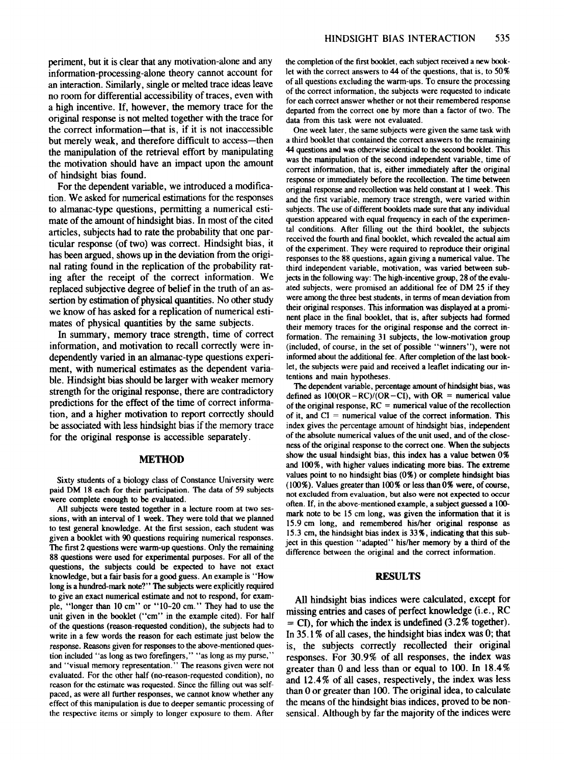periment, but it is clear that any motivation-alone and any information-processing-alone theory cannot account for an interaction. Similarly, single or melted trace ideas leave no room for differential accessibility of traces, even with a high incentive. If, however, the memory trace for the original response is not melted together with the trace for the correct information—that is, if it is not inaccessible but merely weak, and therefore difficult to access—then the manipulation of the retrieval effort by manipulating the motivation should have an impact upon the amount of hindsight bias found.

For the dependent variable, we introduced a modification. We asked for numerical estimations for the responses to almanac-type questions, permitting a numerical estimate of the amount of hindsight bias. In most of the cited articles, subjects had to rate the probability that one particular response (of two) was correct. Hindsight bias, it has been argued, shows up in the deviation from the original rating found in the replication of the probability rating after the receipt of the correct information. We replaced subjective degree of belief in the truth of an assertion by estimation of physical quantities. No other study we know of has asked for a replication of numerical estimates of physical quantities by the same subjects.

In summary, memory trace strength, time of correct information, and motivation to recall correctly were independently varied in an almanac-type questions experiment, with numerical estimates as the dependent variable. Hindsight bias should be larger with weaker memory strength for the original response, there are contradictory predictions for the effect of the time of correct information, and a higher motivation to report correctly should be associated with less hindsight bias if the memory trace for the original response is accessible separately.

## METHOD

Sixty students of a biology class of Constance University were paid DM 18 each for their participation. The data of 59 subjects were complete enough to be evaluated.

All subjects were tested together in a lecture room at two sessions, with an interval of 1 week. They were told that we planned to test general knowledge. At the first session, each student was given a booklet with 90 questions requiring numerical responses. The first 2 questions were warm-up questions. Only the remaining 88 questions were used for experimental purposes. For all of the questions, the subjects could be expected to have not exact knowledge, but a fair basis for a good guess. An example is "How long is a hundred-mark note?" The subjects were explicitly required to give an exact numerical estimate and not to respond, for example, "longer than 10 cm" or "10-20 cm." They had to use the unit given in the booklet ("cm" in the example cited). For half of the questions (reason-requested condition), the subjects had to write in a few words the reason for each estimate just below the response. Reasons given for responses to the above-mentioned question included "as long as two forefingers," "as long as my purse," and "visual memory representation." The reasons given were not evaluated. For the other half (no-reason-requested condition), no reason for the estimate was requested. Since the filling out was self-paced, as were all further responses, we cannot know whether any effect of this manipulation is due to deeper semantic processing of the respective items or simply to longer exposure to them. After the completion of the first booklet, each subject received a new booklet with the correct answers to 44 of the questions, that is, to 50% of all questions excluding the warm-ups. To ensure the processing of the correct information, the subjects were requested to indicate for each correct answer whether or not their remembered response departed from the correct one by more than a factor of two. The data from this task were not evaluated.

One week later, the same subjects were given the same task with a third booklet that contained the correct answers to the remaining 44 questions and was otherwise identical to the second booklet. This was the manipulation of the second independent variable, time of correct information, that is, either immediately after the original response or immediately before the recollection. The time between original response and recollection was held constant at 1 week. This and the first variable, memory trace strength, were varied within subjects. The use of different booklets made sure that any individual question appeared with equal frequency in each of the experimental conditions. After filling out the third booklet, the subjects received the fourth and final booklet, which revealed the actual aim of the experiment. They were required to reproduce their original responses to the 88 questions, again giving a numerical value. The third independent variable, motivation, was varied between subjects in the following way: The high-incentive group, 28 of the evaluated subjects, were promised an additional fee of DM 25 if they were among the three best students, in terms of mean deviation from their original responses. This information was displayed at a prominent place in the final booklet, that is, after subjects had formed their memory traces for the original response and the correct information. The remaining 31 subjects, the low-motivation group (included, of course, in the set of possible "winners"), were not informed about the additional fee. After completion of the last booklet, the subjects were paid and received a leaflet indicating our intentions and main hypotheses.

The dependent variable, percentage amount of hindsight bias, was defined as $100(OR - RC)/(OR - CI)$, with OR = numerical value of the original response, RC = numerical value of the recollection of it, and CI = numerical value of the correct information. This index gives the percentage amount of hindsight bias, independent of the absolute numerical values of the unit used, and of the closeness of the original response to the correct one. When the subjects show the usual hindsight bias, this index has a value betwen 0% and 100%, with higher values indicating more bias. The extreme values point to no hindsight bias (0%) or complete hindsight bias (100%). Values greater than 100% or less than 0% were, of course, not excluded from evaluation, but also were not expected to occur often. If, in the above-mentioned example, a subject guessed a 100-mark note to be 15 cm long, was given the information that it is 15.9 cm long, and remembered his/her original response as 15.3 cm, the hindsight bias index is 33%, indicating that this subject in this question "adapted" his/her memory by a third of the difference between the original and the correct information.

## RESULTS

All hindsight bias indices were calculated, except for missing entries and cases of perfect knowledge (i.e., RC = CI), for which the index is undefined (3.2% together). In 35.1% of all cases, the hindsight bias index was 0; that is, the subjects correctly recollected their original responses. For 30.9% of all responses, the index was greater than 0 and less than or equal to 100. In 18.4% and 12.4% of all cases, respectively, the index was less than 0 or greater than 100. The original idea, to calculate the means of the hindsight bias indices, proved to be nonsensical. Although by far the majority of the indices were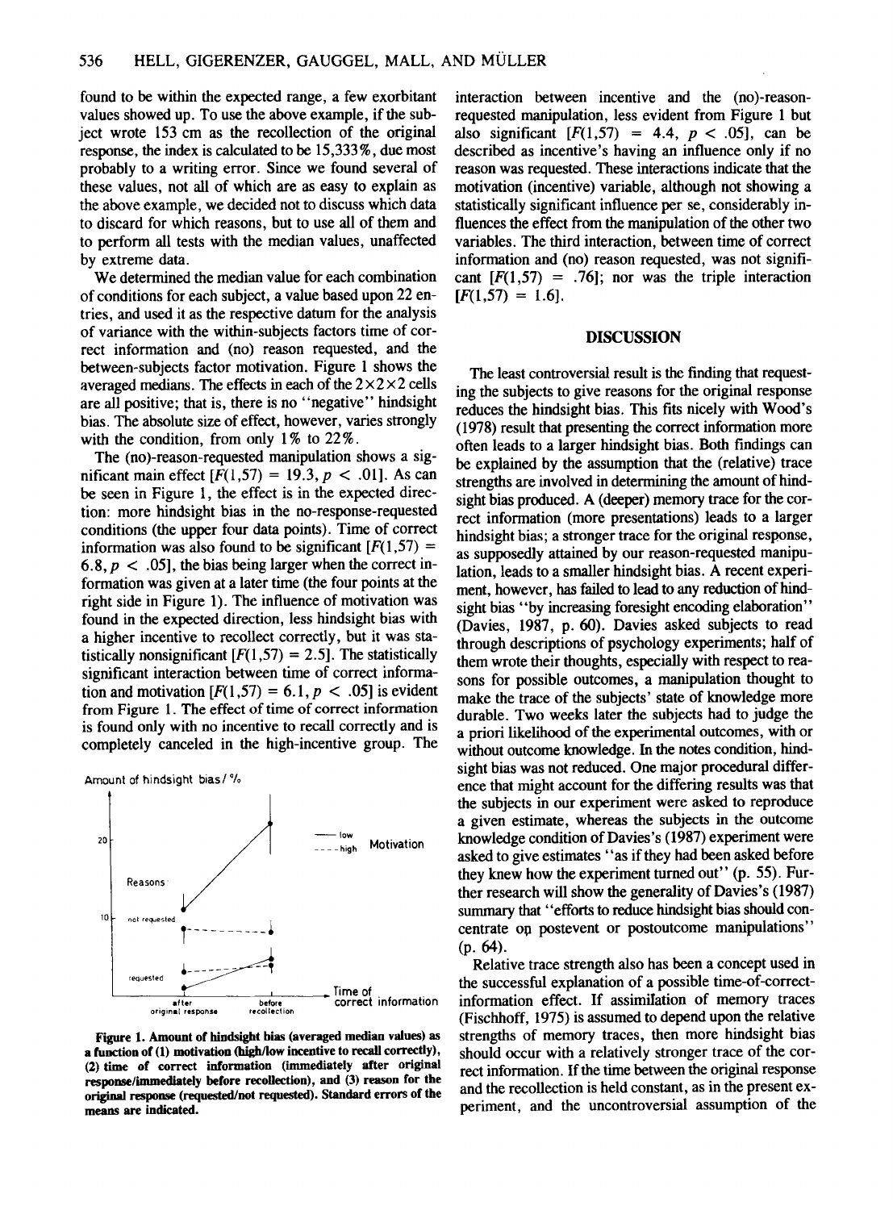found to be within the expected range, a few exorbitant values showed up. To use the above example, if the subject wrote 153 cm as the recollection of the original response, the index is calculated to be 15,333%, due most probably to a writing error. Since we found several of these values, not all of which are as easy to explain as the above example, we decided not to discuss which data to discard for which reasons, but to use all of them and to perform all tests with the median values, unaffected by extreme data.

We determined the median value for each combination of conditions for each subject, a value based upon 22 entries, and used it as the respective datum for the analysis of variance with the within-subjects factors time of correct information and (no) reason requested, and the between-subjects factor motivation. Figure 1 shows the averaged medians. The effects in each of the 2×2×2 cells are all positive; that is, there is no "negative" hindsight bias. The absolute size of effect, however, varies strongly with the condition, from only 1% to 22%.

The (no)-reason-requested manipulation shows a significant main effect [$F(1,57) = 19.3, p < .01$]. As can be seen in Figure 1, the effect is in the expected direction: more hindsight bias in the no-response-requested conditions (the upper four data points). Time of correct information was also found to be significant [$F(1,57) = 6.8, p < .05$], the bias being larger when the correct information was given at a later time (the four points at the right side in Figure 1). The influence of motivation was found in the expected direction, less hindsight bias with a higher incentive to recollect correctly, but it was statistically nonsignificant [$F(1,57) = 2.5$]. The statistically significant interaction between time of correct information and motivation [$F(1,57) = 6.1, p < .05$] is evident from Figure 1. The effect of time of correct information is found only with no incentive to recall correctly and is completely canceled in the high-incentive group. The interaction between incentive and the (no)-reason-requested manipulation, less evident from Figure 1 but also significant [$F(1,57) = 4.4, p < .05$], can be described as incentive's having an influence only if no reason was requested. These interactions indicate that the motivation (incentive) variable, although not showing a statistically significant influence per se, considerably influences the effect from the manipulation of the other two variables. The third interaction, between time of correct information and (no) reason requested, was not significant [$F(1,57) = .76$]; nor was the triple interaction [$F(1,57) = 1.6$].

**Figure 1. Amount of hindsight bias (averaged median values) as a function of (1) motivation (high/low incentive to recall correctly), (2) time of correct information (immediately after original response/immediately before recollection), and (3) reason for the original response (requested/not requested). Standard errors of the means are indicated.**

## DISCUSSION

The least controversial result is the finding that requesting the subjects to give reasons for the original response reduces the hindsight bias. This fits nicely with Wood's (1978) result that presenting the correct information more often leads to a larger hindsight bias. Both findings can be explained by the assumption that the (relative) trace strengths are involved in determining the amount of hindsight bias produced. A (deeper) memory trace for the correct information (more presentations) leads to a larger hindsight bias; a stronger trace for the original response, as supposedly attained by our reason-requested manipulation, leads to a smaller hindsight bias. A recent experiment, however, has failed to lead to any reduction of hindsight bias "by increasing foresight encoding elaboration" (Davies, 1987, p. 60). Davies asked subjects to read through descriptions of psychology experiments; half of them wrote their thoughts, especially with respect to reasons for possible outcomes, a manipulation thought to make the trace of the subjects' state of knowledge more durable. Two weeks later the subjects had to judge the a priori likelihood of the experimental outcomes, with or without outcome knowledge. In the notes condition, hindsight bias was not reduced. One major procedural difference that might account for the differing results was that the subjects in our experiment were asked to reproduce a given estimate, whereas the subjects in the outcome knowledge condition of Davies's (1987) experiment were asked to give estimates "as if they had been asked before they knew how the experiment turned out" (p. 55). Further research will show the generality of Davies's (1987) summary that "efforts to reduce hindsight bias should concentrate on postevent or postoutcome manipulations" (p. 64).

Relative trace strength also has been a concept used in the successful explanation of a possible time-of-correct-information effect. If assimilation of memory traces (Fischhoff, 1975) is assumed to depend upon the relative strengths of memory traces, then more hindsight bias should occur with a relatively stronger trace of the correct information. If the time between the original response and the recollection is held constant, as in the present experiment, and the uncontroversial assumption of the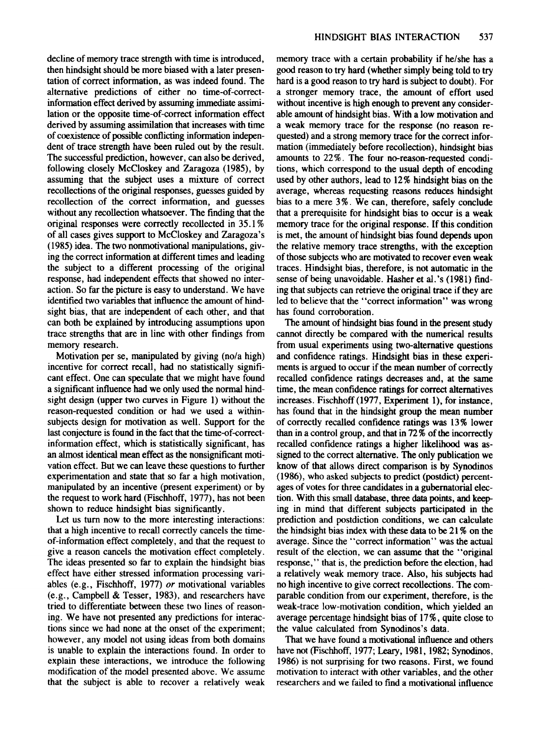decline of memory trace strength with time is introduced, then hindsight should be more biased with a later presentation of correct information, as was indeed found. The alternative predictions of either no time-of-correct-information effect derived by assuming immediate assimilation or the opposite time-of-correct information effect derived by assuming assimilation that increases with time of coexistence of possible conflicting information independent of trace strength have been ruled out by the result. The successful prediction, however, can also be derived, following closely McCloskey and Zaragoza (1985), by assuming that the subject uses a mixture of correct recollections of the original responses, guesses guided by recollection of the correct information, and guesses without any recollection whatsoever. The finding that the original responses were correctly recollected in 35.1% of all cases gives support to McCloskey and Zaragoza's (1985) idea. The two nonmotivational manipulations, giving the correct information at different times and leading the subject to a different processing of the original response, had independent effects that showed no interaction. So far the picture is easy to understand. We have identified two variables that influence the amount of hindsight bias, that are independent of each other, and that can both be explained by introducing assumptions upon trace strengths that are in line with other findings from memory research.

Motivation per se, manipulated by giving (no/a high) incentive for correct recall, had no statistically significant effect. One can speculate that we might have found a significant influence had we only used the normal hindsight design (upper two curves in Figure 1) without the reason-requested condition or had we used a within-subjects design for motivation as well. Support for the last conjecture is found in the fact that the time-of-correct-information effect, which is statistically significant, has an almost identical mean effect as the nonsignificant motivation effect. But we can leave these questions to further experimentation and state that so far a high motivation, manipulated by an incentive (present experiment) or by the request to work hard (Fischhoff, 1977), has not been shown to reduce hindsight bias significantly.

Let us turn now to the more interesting interactions: that a high incentive to recall correctly cancels the time-of-information effect completely, and that the request to give a reason cancels the motivation effect completely. The ideas presented so far to explain the hindsight bias effect have either stressed information processing variables (e.g., Fischhoff, 1977) *or* motivational variables (e.g., Campbell & Tesser, 1983), and researchers have tried to differentiate between these two lines of reasoning. We have not presented any predictions for interactions since we had none at the onset of the experiment; however, any model not using ideas from both domains is unable to explain the interactions found. In order to explain these interactions, we introduce the following modification of the model presented above. We assume that the subject is able to recover a relatively weak memory trace with a certain probability if he/she has a good reason to try hard (whether simply being told to try hard is a good reason to try hard is subject to doubt). For a stronger memory trace, the amount of effort used without incentive is high enough to prevent any considerable amount of hindsight bias. With a low motivation and a weak memory trace for the response (no reason requested) and a strong memory trace for the correct information (immediately before recollection), hindsight bias amounts to 22%. The four no-reason-requested conditions, which correspond to the usual depth of encoding used by other authors, lead to 12% hindsight bias on the average, whereas requesting reasons reduces hindsight bias to a mere 3%. We can, therefore, safely conclude that a prerequisite for hindsight bias to occur is a weak memory trace for the original response. If this condition is met, the amount of hindsight bias found depends upon the relative memory trace strengths, with the exception of those subjects who are motivated to recover even weak traces. Hindsight bias, therefore, is not automatic in the sense of being unavoidable. Hasher et al.'s (1981) finding that subjects can retrieve the original trace if they are led to believe that the "correct information" was wrong has found corroboration.

The amount of hindsight bias found in the present study cannot directly be compared with the numerical results from usual experiments using two-alternative questions and confidence ratings. Hindsight bias in these experiments is argued to occur if the mean number of correctly recalled confidence ratings decreases and, at the same time, the mean confidence ratings for correct alternatives increases. Fischhoff (1977, Experiment 1), for instance, has found that in the hindsight group the mean number of correctly recalled confidence ratings was 13% lower than in a control group, and that in 72% of the incorrectly recalled confidence ratings a higher likelihood was assigned to the correct alternative. The only publication we know of that allows direct comparison is by Synodinos (1986), who asked subjects to predict (postdict) percentages of votes for three candidates in a gubernatorial election. With this small database, three data points, and keeping in mind that different subjects participated in the prediction and postdiction conditions, we can calculate the hindsight bias index with these data to be 21% on the average. Since the "correct information" was the actual result of the election, we can assume that the "original response," that is, the prediction before the election, had a relatively weak memory trace. Also, his subjects had no high incentive to give correct recollections. The comparable condition from our experiment, therefore, is the weak-trace low-motivation condition, which yielded an average percentage hindsight bias of 17%, quite close to the value calculated from Synodinos's data.

That we have found a motivational influence and others have not (Fischhoff, 1977; Leary, 1981, 1982; Synodinos, 1986) is not surprising for two reasons. First, we found motivation to interact with other variables, and the other researchers and we failed to find a motivational influence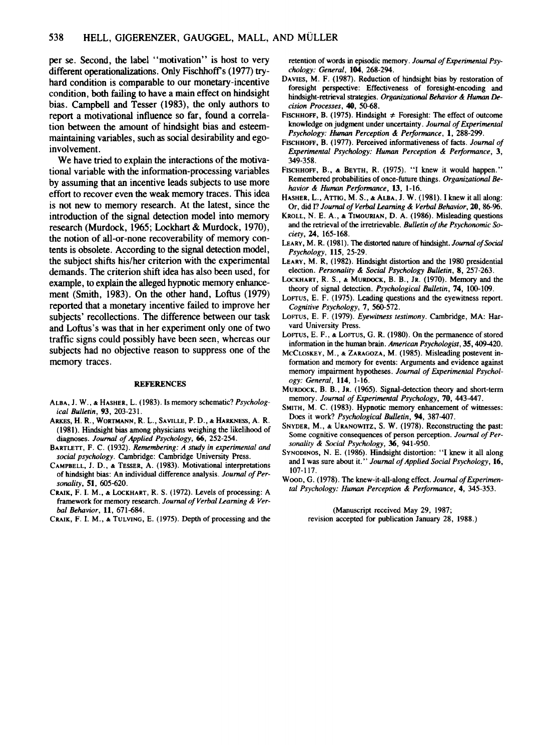per se. Second, the label "motivation" is host to very different operationalizations. Only Fischhoff's (1977) try-hard condition is comparable to our monetary-incentive condition, both failing to have a main effect on hindsight bias. Campbell and Tesser (1983), the only authors to report a motivational influence so far, found a correlation between the amount of hindsight bias and esteem-maintaining variables, such as social desirability and ego-involvement.

We have tried to explain the interactions of the motivational variable with the information-processing variables by assuming that an incentive leads subjects to use more effort to recover even the weak memory traces. This idea is not new to memory research. At the latest, since the introduction of the signal detection model into memory research (Murdock, 1965; Lockhart & Murdock, 1970), the notion of all-or-none recoverability of memory contents is obsolete. According to the signal detection model, the subject shifts his/her criterion with the experimental demands. The criterion shift idea has also been used, for example, to explain the alleged hypnotic memory enhancement (Smith, 1983). On the other hand, Loftus (1979) reported that a monetary incentive failed to improve her subjects' recollections. The difference between our task and Loftus's was that in her experiment only one of two traffic signs could possibly have been seen, whereas our subjects had no objective reason to suppress one of the memory traces.

## REFERENCES

Alba, J. W., & Hasher, L. (1983). Is memory schematic? *Psychological Bulletin*, **93**, 203-231.

Arkes, H. R., Wortmann, R. L., Saville, P. D., & Harkness, A. R. (1981). Hindsight bias among physicians weighing the likelihood of diagnoses. *Journal of Applied Psychology*, **66**, 252-254.

Bartlett, F. C. (1932). *Remembering: A study in experimental and social psychology*. Cambridge: Cambridge University Press.

Campbell, J. D., & Tesser, A. (1983). Motivational interpretations of hindsight bias: An individual difference analysis. *Journal of Personality*, **51**, 605-620.

Craik, F. I. M., & Lockhart, R. S. (1972). Levels of processing: A framework for memory research. *Journal of Verbal Learning & Verbal Behavior*, **11**, 671-684.

Craik, F. I. M., & Tulving, E. (1975). Depth of processing and the retention of words in episodic memory. *Journal of Experimental Psychology: General*, **104**, 268-294.

Davies, M. F. (1987). Reduction of hindsight bias by restoration of foresight perspective: Effectiveness of foresight-encoding and hindsight-retrieval strategies. *Organizational Behavior & Human Decision Processes*, **40**, 50-68.

Fischhoff, B. (1975). Hindsight ≠ Foresight: The effect of outcome knowledge on judgment under uncertainty. *Journal of Experimental Psychology: Human Perception & Performance*, **1**, 288-299.

Fischhoff, B. (1977). Perceived informativeness of facts. *Journal of Experimental Psychology: Human Perception & Performance*, **3**, 349-358.

Fischhoff, B., & Beyth, R. (1975). "I knew it would happen." Remembered probabilities of once-future things. *Organizational Behavior & Human Performance*, **13**, 1-16.

Hasher, L., Attig, M. S., & Alba, J. W. (1981). I knew it all along: Or, did I? *Journal of Verbal Learning & Verbal Behavior*, **20**, 86-96.

Kroll, N. E. A., & Timourian, D. A. (1986). Misleading questions and the retrieval of the irretrievable. *Bulletin of the Psychonomic Society*, **24**, 165-168.

Leary, M. R. (1981). The distorted nature of hindsight. *Journal of Social Psychology*, **115**, 25-29.

Leary, M. R. (1982). Hindsight distortion and the 1980 presidential election. *Personality & Social Psychology Bulletin*, **8**, 257-263.

Lockhart, R. S., & Murdock, B. B., Jr. (1970). Memory and the theory of signal detection. *Psychological Bulletin*, **74**, 100-109.

Loftus, E. F. (1975). Leading questions and the eyewitness report. *Cognitive Psychology*, **7**, 560-572.

Loftus, E. F. (1979). *Eyewitness testimony*. Cambridge, MA: Harvard University Press.

Loftus, E. F., & Loftus, G. R. (1980). On the permanence of stored information in the human brain. *American Psychologist*, **35**, 409-420.

McCloskey, M., & Zaragoza, M. (1985). Misleading postevent information and memory for events: Arguments and evidence against memory impairment hypotheses. *Journal of Experimental Psychology: General*, **114**, 1-16.

Murdock, B. B., Jr. (1965). Signal-detection theory and short-term memory. *Journal of Experimental Psychology*, **70**, 443-447.

Smith, M. C. (1983). Hypnotic memory enhancement of witnesses: Does it work? *Psychological Bulletin*, **94**, 387-407.

Snyder, M., & Uranowitz, S. W. (1978). Reconstructing the past: Some cognitive consequences of person perception. *Journal of Personality & Social Psychology*, **36**, 941-950.

Synodinos, N. E. (1986). Hindsight distortion: "I knew it all along and I was sure about it." *Journal of Applied Social Psychology*, **16**, 107-117.

Wood, G. (1978). The knew-it-all-along effect. *Journal of Experimental Psychology: Human Perception & Performance*, **4**, 345-353.

(Manuscript received May 29, 1987;
revision accepted for publication January 28, 1988.)